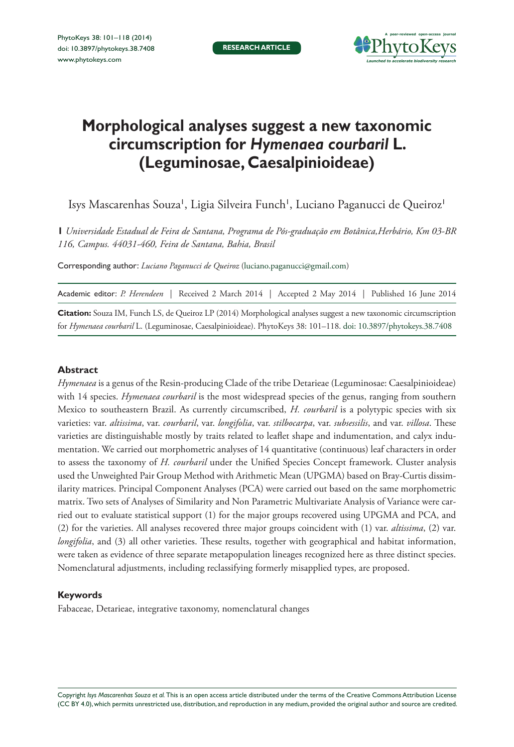RESEARCH ARTICLE

# Morphological analyses suggest a new taxonomic circumscription for *Hymenaea courbaril* L. (Leguminosae, Caesalpinioideae)

Isys Mascarenhas Souza[1], Ligia Silveira Funch[1], Luciano Paganucci de Queiroz[1]

**1** *Universidade Estadual de Feira de Santana, Programa de Pós-graduação em Botânica, Herbário, Km 03-BR 116, Campus. 44031-460, Feira de Santana, Bahia, Brasil*

Corresponding author: *Luciano Paganucci de Queiroz* (luciano.paganucci@gmail.com)

Academic editor: *P. Herendeen* | Received 2 March 2014 | Accepted 2 May 2014 | Published 16 June 2014

**Citation:** Souza IM, Funch LS, de Queiroz LP (2014) Morphological analyses suggest a new taxonomic circumscription for *Hymenaea courbaril* L. (Leguminosae, Caesalpinioideae). PhytoKeys 38: 101–118. doi: 10.3897/phytokeys.38.7408

## Abstract

*Hymenaea* is a genus of the Resin-producing Clade of the tribe Detarieae (Leguminosae: Caesalpinioideae) with 14 species. *Hymenaea courbaril* is the most widespread species of the genus, ranging from southern Mexico to southeastern Brazil. As currently circumscribed, *H. courbaril* is a polytypic species with six varieties: var. *altissima*, var. *courbaril*, var. *longifolia*, var. *stilbocarpa*, var. *subsessilis*, and var. *villosa*. These varieties are distinguishable mostly by traits related to leaflet shape and indumentation, and calyx indumentation. We carried out morphometric analyses of 14 quantitative (continuous) leaf characters in order to assess the taxonomy of *H. courbaril* under the Unified Species Concept framework. Cluster analysis used the Unweighted Pair Group Method with Arithmetic Mean (UPGMA) based on Bray-Curtis dissimilarity matrices. Principal Component Analyses (PCA) were carried out based on the same morphometric matrix. Two sets of Analyses of Similarity and Non Parametric Multivariate Analysis of Variance were carried out to evaluate statistical support (1) for the major groups recovered using UPGMA and PCA, and (2) for the varieties. All analyses recovered three major groups coincident with (1) var. *altissima*, (2) var. *longifolia*, and (3) all other varieties. These results, together with geographical and habitat information, were taken as evidence of three separate metapopulation lineages recognized here as three distinct species. Nomenclatural adjustments, including reclassifying formerly misapplied types, are proposed.

### Keywords

Fabaceae, Detarieae, integrative taxonomy, nomenclatural changes

Copyright *Isys Mascarenhas Souza et al.* This is an open access article distributed under the terms of the Creative Commons Attribution License (CC BY 4.0), which permits unrestricted use, distribution, and reproduction in any medium, provided the original author and source are credited.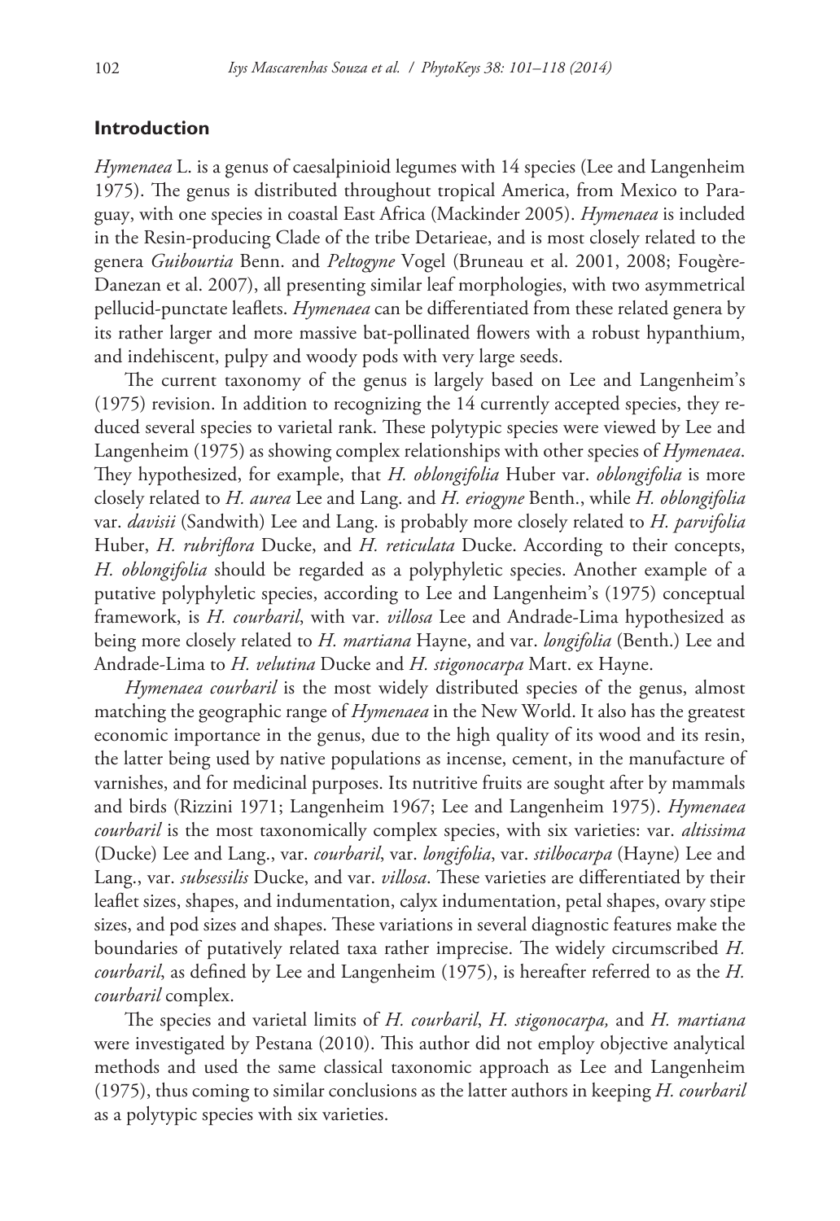## Introduction

*Hymenaea* L. is a genus of caesalpinioid legumes with 14 species (Lee and Langenheim 1975). The genus is distributed throughout tropical America, from Mexico to Paraguay, with one species in coastal East Africa (Mackinder 2005). *Hymenaea* is included in the Resin-producing Clade of the tribe Detarieae, and is most closely related to the genera *Guibourtia* Benn. and *Peltogyne* Vogel (Bruneau et al. 2001, 2008; Fougère-Danezan et al. 2007), all presenting similar leaf morphologies, with two asymmetrical pellucid-punctate leaflets. *Hymenaea* can be differentiated from these related genera by its rather larger and more massive bat-pollinated flowers with a robust hypanthium, and indehiscent, pulpy and woody pods with very large seeds.

The current taxonomy of the genus is largely based on Lee and Langenheim's (1975) revision. In addition to recognizing the 14 currently accepted species, they reduced several species to varietal rank. These polytypic species were viewed by Lee and Langenheim (1975) as showing complex relationships with other species of *Hymenaea*. They hypothesized, for example, that *H. oblongifolia* Huber var. *oblongifolia* is more closely related to *H. aurea* Lee and Lang. and *H. eriogyne* Benth., while *H. oblongifolia* var. *davisii* (Sandwith) Lee and Lang. is probably more closely related to *H. parvifolia* Huber, *H. rubriflora* Ducke, and *H. reticulata* Ducke. According to their concepts, *H. oblongifolia* should be regarded as a polyphyletic species. Another example of a putative polyphyletic species, according to Lee and Langenheim's (1975) conceptual framework, is *H. courbaril*, with var. *villosa* Lee and Andrade-Lima hypothesized as being more closely related to *H. martiana* Hayne, and var. *longifolia* (Benth.) Lee and Andrade-Lima to *H. velutina* Ducke and *H. stigonocarpa* Mart. ex Hayne.

*Hymenaea courbaril* is the most widely distributed species of the genus, almost matching the geographic range of *Hymenaea* in the New World. It also has the greatest economic importance in the genus, due to the high quality of its wood and its resin, the latter being used by native populations as incense, cement, in the manufacture of varnishes, and for medicinal purposes. Its nutritive fruits are sought after by mammals and birds (Rizzini 1971; Langenheim 1967; Lee and Langenheim 1975). *Hymenaea courbaril* is the most taxonomically complex species, with six varieties: var. *altissima* (Ducke) Lee and Lang., var. *courbaril*, var. *longifolia*, var. *stilbocarpa* (Hayne) Lee and Lang., var. *subsessilis* Ducke, and var. *villosa*. These varieties are differentiated by their leaflet sizes, shapes, and indumentation, calyx indumentation, petal shapes, ovary stipe sizes, and pod sizes and shapes. These variations in several diagnostic features make the boundaries of putatively related taxa rather imprecise. The widely circumscribed *H. courbaril*, as defined by Lee and Langenheim (1975), is hereafter referred to as the *H. courbaril* complex.

The species and varietal limits of *H. courbaril*, *H. stigonocarpa,* and *H. martiana* were investigated by Pestana (2010). This author did not employ objective analytical methods and used the same classical taxonomic approach as Lee and Langenheim (1975), thus coming to similar conclusions as the latter authors in keeping *H. courbaril* as a polytypic species with six varieties.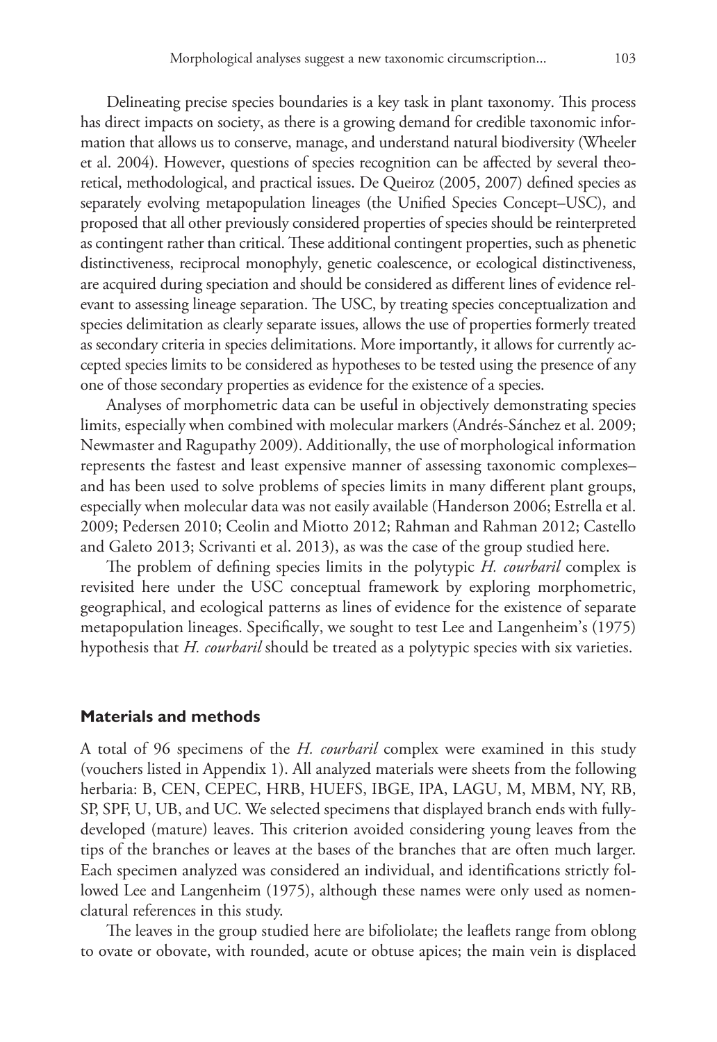Delineating precise species boundaries is a key task in plant taxonomy. This process has direct impacts on society, as there is a growing demand for credible taxonomic information that allows us to conserve, manage, and understand natural biodiversity (Wheeler et al. 2004). However, questions of species recognition can be affected by several theoretical, methodological, and practical issues. De Queiroz (2005, 2007) defined species as separately evolving metapopulation lineages (the Unified Species Concept–USC), and proposed that all other previously considered properties of species should be reinterpreted as contingent rather than critical. These additional contingent properties, such as phenetic distinctiveness, reciprocal monophyly, genetic coalescence, or ecological distinctiveness, are acquired during speciation and should be considered as different lines of evidence relevant to assessing lineage separation. The USC, by treating species conceptualization and species delimitation as clearly separate issues, allows the use of properties formerly treated as secondary criteria in species delimitations. More importantly, it allows for currently accepted species limits to be considered as hypotheses to be tested using the presence of any one of those secondary properties as evidence for the existence of a species.

Analyses of morphometric data can be useful in objectively demonstrating species limits, especially when combined with molecular markers (Andrés-Sánchez et al. 2009; Newmaster and Ragupathy 2009). Additionally, the use of morphological information represents the fastest and least expensive manner of assessing taxonomic complexes– and has been used to solve problems of species limits in many different plant groups, especially when molecular data was not easily available (Handerson 2006; Estrella et al. 2009; Pedersen 2010; Ceolin and Miotto 2012; Rahman and Rahman 2012; Castello and Galeto 2013; Scrivanti et al. 2013), as was the case of the group studied here.

The problem of defining species limits in the polytypic *H. courbaril* complex is revisited here under the USC conceptual framework by exploring morphometric, geographical, and ecological patterns as lines of evidence for the existence of separate metapopulation lineages. Specifically, we sought to test Lee and Langenheim's (1975) hypothesis that *H. courbaril* should be treated as a polytypic species with six varieties.

## Materials and methods

A total of 96 specimens of the *H. courbaril* complex were examined in this study (vouchers listed in Appendix 1). All analyzed materials were sheets from the following herbaria: B, CEN, CEPEC, HRB, HUEFS, IBGE, IPA, LAGU, M, MBM, NY, RB, SP, SPF, U, UB, and UC. We selected specimens that displayed branch ends with fully-developed (mature) leaves. This criterion avoided considering young leaves from the tips of the branches or leaves at the bases of the branches that are often much larger. Each specimen analyzed was considered an individual, and identifications strictly followed Lee and Langenheim (1975), although these names were only used as nomenclatural references in this study.

The leaves in the group studied here are bifoliolate; the leaflets range from oblong to ovate or obovate, with rounded, acute or obtuse apices; the main vein is displaced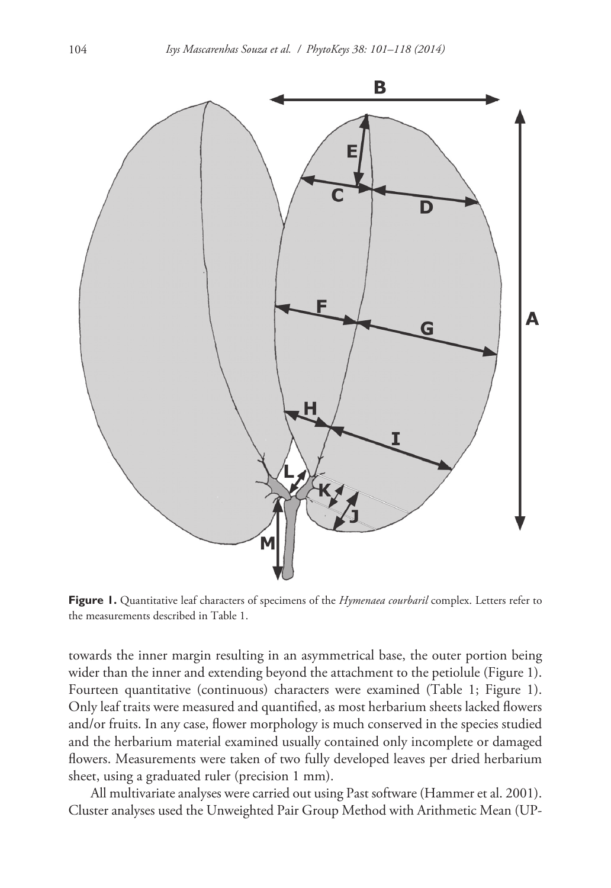**Figure 1.** Quantitative leaf characters of specimens of the *Hymenaea courbaril* complex. Letters refer to the measurements described in Table 1.

towards the inner margin resulting in an asymmetrical base, the outer portion being wider than the inner and extending beyond the attachment to the petiolule (Figure 1). Fourteen quantitative (continuous) characters were examined (Table 1; Figure 1). Only leaf traits were measured and quantified, as most herbarium sheets lacked flowers and/or fruits. In any case, flower morphology is much conserved in the species studied and the herbarium material examined usually contained only incomplete or damaged flowers. Measurements were taken of two fully developed leaves per dried herbarium sheet, using a graduated ruler (precision 1 mm).

All multivariate analyses were carried out using Past software (Hammer et al. 2001). Cluster analyses used the Unweighted Pair Group Method with Arithmetic Mean (UP-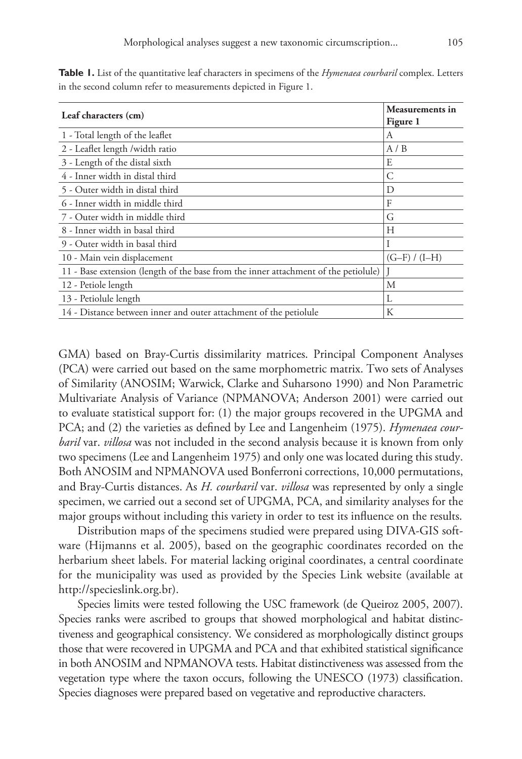**Table 1.** List of the quantitative leaf characters in specimens of the *Hymenaea courbaril* complex. Letters in the second column refer to measurements depicted in Figure 1.

| Leaf characters (cm) | Measurements in Figure 1 |
|---|---|
| 1 - Total length of the leaflet | A |
| 2 - Leaflet length /width ratio | A / B |
| 3 - Length of the distal sixth | E |
| 4 - Inner width in distal third | C |
| 5 - Outer width in distal third | D |
| 6 - Inner width in middle third | F |
| 7 - Outer width in middle third | G |
| 8 - Inner width in basal third | H |
| 9 - Outer width in basal third | I |
| 10 - Main vein displacement | (G–F) / (I–H) |
| 11 - Base extension (length of the base from the inner attachment of the petiolule) | J |
| 12 - Petiole length | M |
| 13 - Petiolule length | L |
| 14 - Distance between inner and outer attachment of the petiolule | K |

GMA) based on Bray-Curtis dissimilarity matrices. Principal Component Analyses (PCA) were carried out based on the same morphometric matrix. Two sets of Analyses of Similarity (ANOSIM; Warwick, Clarke and Suharsono 1990) and Non Parametric Multivariate Analysis of Variance (NPMANOVA; Anderson 2001) were carried out to evaluate statistical support for: (1) the major groups recovered in the UPGMA and PCA; and (2) the varieties as defined by Lee and Langenheim (1975). *Hymenaea courbaril* var. *villosa* was not included in the second analysis because it is known from only two specimens (Lee and Langenheim 1975) and only one was located during this study. Both ANOSIM and NPMANOVA used Bonferroni corrections, 10,000 permutations, and Bray-Curtis distances. As *H. courbaril* var. *villosa* was represented by only a single specimen, we carried out a second set of UPGMA, PCA, and similarity analyses for the major groups without including this variety in order to test its influence on the results.

Distribution maps of the specimens studied were prepared using DIVA-GIS software (Hijmanns et al. 2005), based on the geographic coordinates recorded on the herbarium sheet labels. For material lacking original coordinates, a central coordinate for the municipality was used as provided by the Species Link website (available at http://specieslink.org.br).

Species limits were tested following the USC framework (de Queiroz 2005, 2007). Species ranks were ascribed to groups that showed morphological and habitat distinctiveness and geographical consistency. We considered as morphologically distinct groups those that were recovered in UPGMA and PCA and that exhibited statistical significance in both ANOSIM and NPMANOVA tests. Habitat distinctiveness was assessed from the vegetation type where the taxon occurs, following the UNESCO (1973) classification. Species diagnoses were prepared based on vegetative and reproductive characters.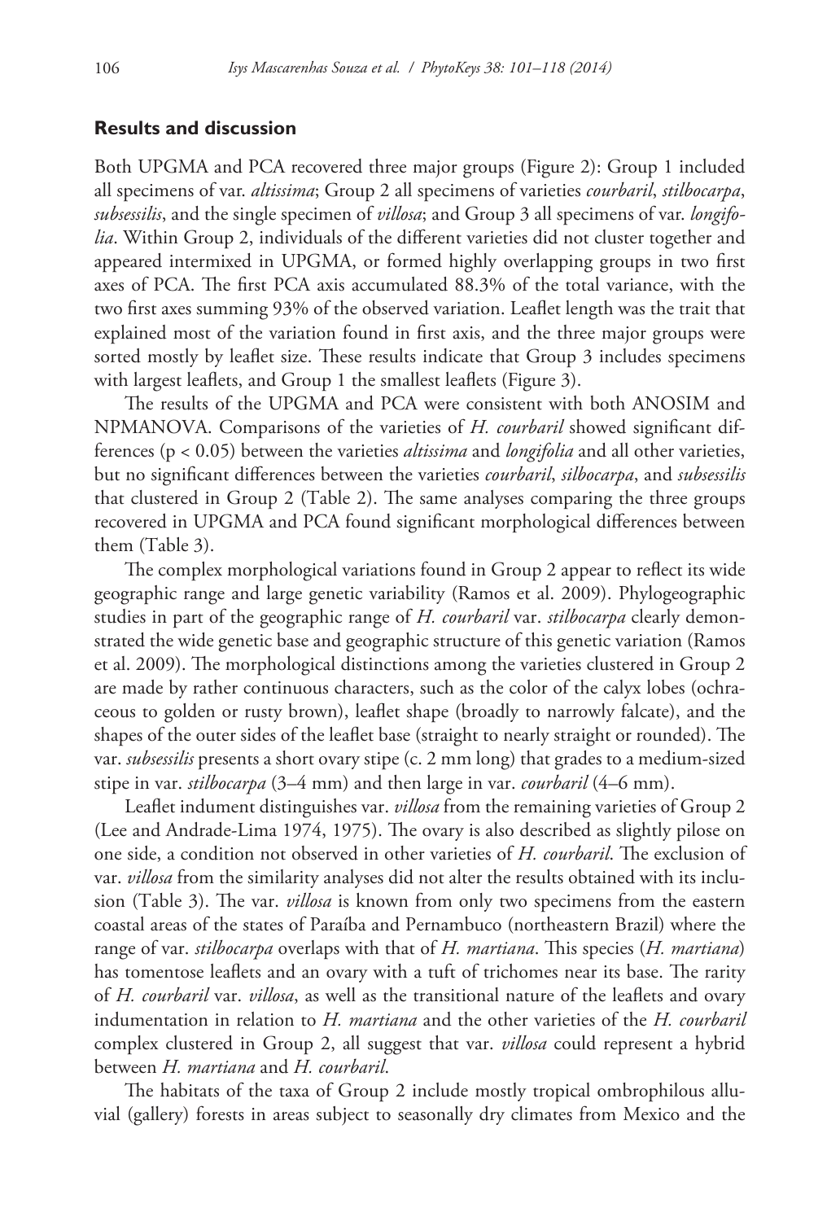## Results and discussion

Both UPGMA and PCA recovered three major groups (Figure 2): Group 1 included all specimens of var. *altissima*; Group 2 all specimens of varieties *courbaril*, *stilbocarpa*, *subsessilis*, and the single specimen of *villosa*; and Group 3 all specimens of var. *longifolia*. Within Group 2, individuals of the different varieties did not cluster together and appeared intermixed in UPGMA, or formed highly overlapping groups in two first axes of PCA. The first PCA axis accumulated 88.3% of the total variance, with the two first axes summing 93% of the observed variation. Leaflet length was the trait that explained most of the variation found in first axis, and the three major groups were sorted mostly by leaflet size. These results indicate that Group 3 includes specimens with largest leaflets, and Group 1 the smallest leaflets (Figure 3).

The results of the UPGMA and PCA were consistent with both ANOSIM and NPMANOVA. Comparisons of the varieties of *H. courbaril* showed significant differences ($p < 0.05$) between the varieties *altissima* and *longifolia* and all other varieties, but no significant differences between the varieties *courbaril*, *silbocarpa*, and *subsessilis* that clustered in Group 2 (Table 2). The same analyses comparing the three groups recovered in UPGMA and PCA found significant morphological differences between them (Table 3).

The complex morphological variations found in Group 2 appear to reflect its wide geographic range and large genetic variability (Ramos et al. 2009). Phylogeographic studies in part of the geographic range of *H. courbaril* var. *stilbocarpa* clearly demonstrated the wide genetic base and geographic structure of this genetic variation (Ramos et al. 2009). The morphological distinctions among the varieties clustered in Group 2 are made by rather continuous characters, such as the color of the calyx lobes (ochraceous to golden or rusty brown), leaflet shape (broadly to narrowly falcate), and the shapes of the outer sides of the leaflet base (straight to nearly straight or rounded). The var. *subsessilis* presents a short ovary stipe (c. 2 mm long) that grades to a medium-sized stipe in var. *stilbocarpa* (3–4 mm) and then large in var. *courbaril* (4–6 mm).

Leaflet indument distinguishes var. *villosa* from the remaining varieties of Group 2 (Lee and Andrade-Lima 1974, 1975). The ovary is also described as slightly pilose on one side, a condition not observed in other varieties of *H. courbaril*. The exclusion of var. *villosa* from the similarity analyses did not alter the results obtained with its inclusion (Table 3). The var. *villosa* is known from only two specimens from the eastern coastal areas of the states of Paraíba and Pernambuco (northeastern Brazil) where the range of var. *stilbocarpa* overlaps with that of *H. martiana*. This species (*H. martiana*) has tomentose leaflets and an ovary with a tuft of trichomes near its base. The rarity of *H. courbaril* var. *villosa*, as well as the transitional nature of the leaflets and ovary indumentation in relation to *H. martiana* and the other varieties of the *H. courbaril* complex clustered in Group 2, all suggest that var. *villosa* could represent a hybrid between *H. martiana* and *H. courbaril*.

The habitats of the taxa of Group 2 include mostly tropical ombrophilous alluvial (gallery) forests in areas subject to seasonally dry climates from Mexico and the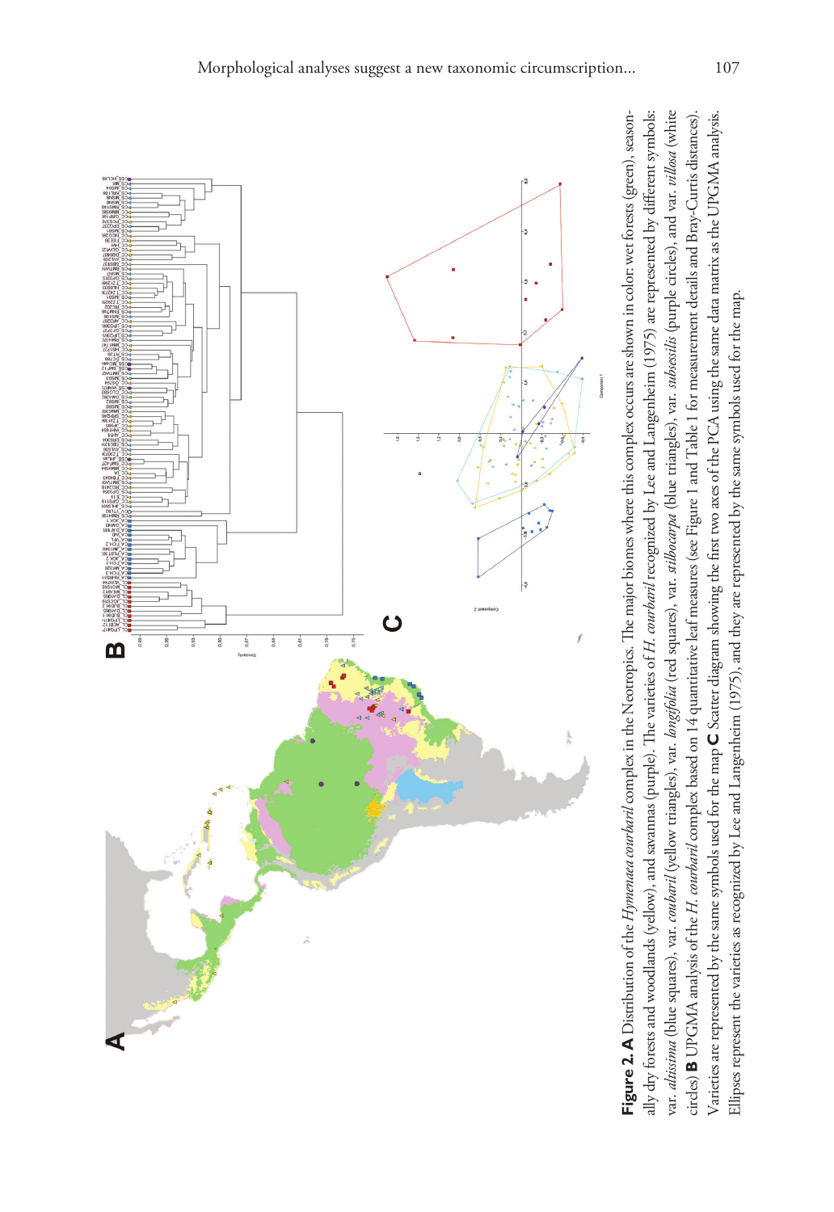**Figure 2. A** Distribution of the *Hymenaea courbaril* complex in the Neotropics. The major biomes where this complex occurs are shown in color: wet forests (green), seasonally dry forests and woodlands (yellow), and savannas (purple). The varieties of *H. courbaril* recognized by Lee and Langenheim (1975) are represented by different symbols: var. *altissima* (blue squares), var. *courbaril* (yellow triangles), var. *longifolia* (red squares), var. *stilbocarpa* (blue triangles), var. *subsessilis* (purple circles), and var. *villosa* (white circles) **B** UPGMA analysis of the *H. courbaril* complex based on 14 quantitative leaf measures (see Figure 1 and Table 1 for measurement details and Bray-Curtis distances). Varieties are represented by the same symbols used for the map **C** Scatter diagram showing the first two axes of the PCA using the same data matrix as the UPGMA analysis. Ellipses represent the varieties as recognized by Lee and Langenheim (1975), and they are represented by the same symbols used for the map.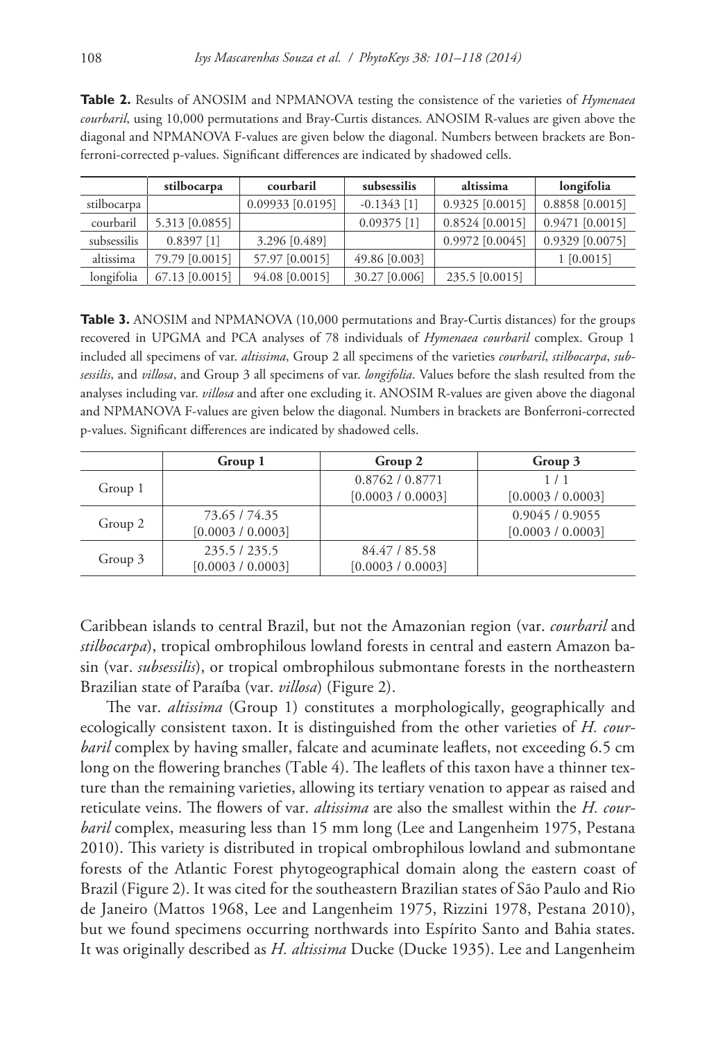**Table 2.** Results of ANOSIM and NPMANOVA testing the consistence of the varieties of *Hymenaea courbaril*, using 10,000 permutations and Bray-Curtis distances. ANOSIM R-values are given above the diagonal and NPMANOVA F-values are given below the diagonal. Numbers between brackets are Bonferroni-corrected p-values. Significant differences are indicated by shadowed cells.

| | stilbocarpa | courbaril | subsessilis | altissima | longifolia |
|---|---|---|---|---|---|
| stilbocarpa | | 0.09933 [0.0195] | -0.1343 [1] | 0.9325 [0.0015] | 0.8858 [0.0015] |
| courbaril | 5.313 [0.0855] | | 0.09375 [1] | 0.8524 [0.0015] | 0.9471 [0.0015] |
| subsessilis | 0.8397 [1] | 3.296 [0.489] | | 0.9972 [0.0045] | 0.9329 [0.0075] |
| altissima | 79.79 [0.0015] | 57.97 [0.0015] | 49.86 [0.003] | | 1 [0.0015] |
| longifolia | 67.13 [0.0015] | 94.08 [0.0015] | 30.27 [0.006] | 235.5 [0.0015] | |

**Table 3.** ANOSIM and NPMANOVA (10,000 permutations and Bray-Curtis distances) for the groups recovered in UPGMA and PCA analyses of 78 individuals of *Hymenaea courbaril* complex. Group 1 included all specimens of var. *altissima*, Group 2 all specimens of the varieties *courbaril*, *stilbocarpa*, *subsessilis*, and *villosa*, and Group 3 all specimens of var. *longifolia*. Values before the slash resulted from the analyses including var. *villosa* and after one excluding it. ANOSIM R-values are given above the diagonal and NPMANOVA F-values are given below the diagonal. Numbers in brackets are Bonferroni-corrected p-values. Significant differences are indicated by shadowed cells.

| | Group 1 | Group 2 | Group 3 |
|---|---|---|---|
| Group 1 | | 0.8762 / 0.8771 [0.0003 / 0.0003] | 1 / 1 [0.0003 / 0.0003] |
| Group 2 | 73.65 / 74.35 [0.0003 / 0.0003] | | 0.9045 / 0.9055 [0.0003 / 0.0003] |
| Group 3 | 235.5 / 235.5 [0.0003 / 0.0003] | 84.47 / 85.58 [0.0003 / 0.0003] | |

Caribbean islands to central Brazil, but not the Amazonian region (var. *courbaril* and *stilbocarpa*), tropical ombrophilous lowland forests in central and eastern Amazon basin (var. *subsessilis*), or tropical ombrophilous submontane forests in the northeastern Brazilian state of Paraíba (var. *villosa*) (Figure 2).

The var. *altissima* (Group 1) constitutes a morphologically, geographically and ecologically consistent taxon. It is distinguished from the other varieties of *H. courbaril* complex by having smaller, falcate and acuminate leaflets, not exceeding 6.5 cm long on the flowering branches (Table 4). The leaflets of this taxon have a thinner texture than the remaining varieties, allowing its tertiary venation to appear as raised and reticulate veins. The flowers of var. *altissima* are also the smallest within the *H. courbaril* complex, measuring less than 15 mm long (Lee and Langenheim 1975, Pestana 2010). This variety is distributed in tropical ombrophilous lowland and submontane forests of the Atlantic Forest phytogeographical domain along the eastern coast of Brazil (Figure 2). It was cited for the southeastern Brazilian states of São Paulo and Rio de Janeiro (Mattos 1968, Lee and Langenheim 1975, Rizzini 1978, Pestana 2010), but we found specimens occurring northwards into Espírito Santo and Bahia states. It was originally described as *H. altissima* Ducke (Ducke 1935). Lee and Langenheim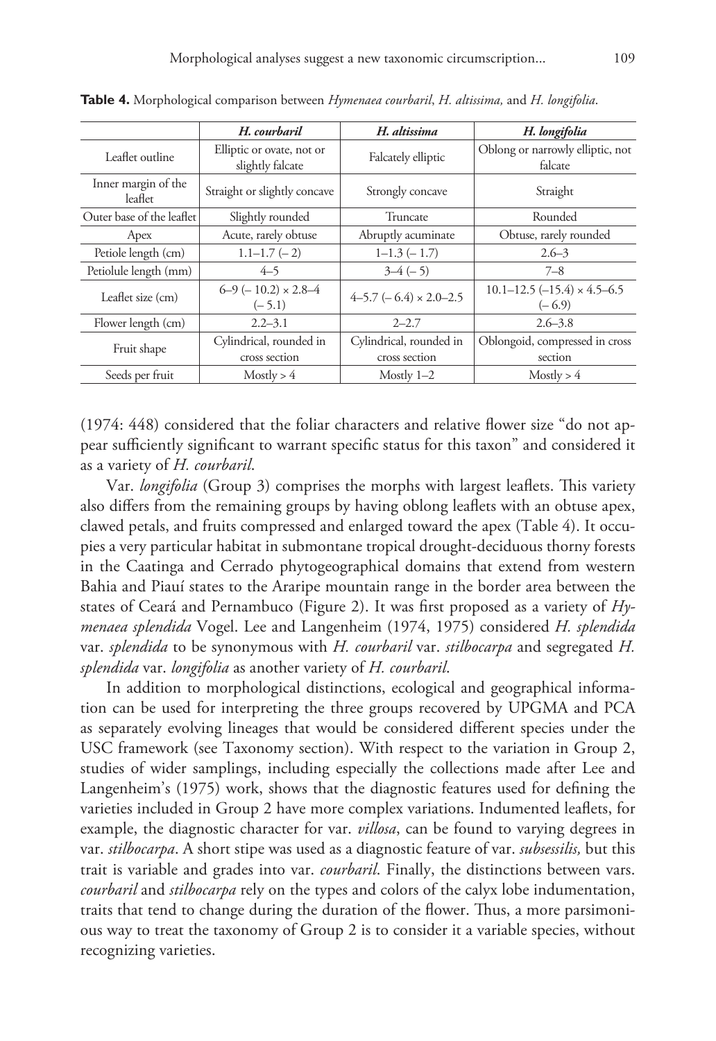**Table 4.** Morphological comparison between *Hymenaea courbaril*, *H. altissima,* and *H. longifolia*.

| | *H. courbaril* | *H. altissima* | *H. longifolia* |
|---|---|---|---|
| Leaflet outline | Elliptic or ovate, not or slightly falcate | Falcately elliptic | Oblong or narrowly elliptic, not falcate |
| Inner margin of the leaflet | Straight or slightly concave | Strongly concave | Straight |
| Outer base of the leaflet | Slightly rounded | Truncate | Rounded |
| Apex | Acute, rarely obtuse | Abruptly acuminate | Obtuse, rarely rounded |
| Petiole length (cm) | 1.1–1.7 (– 2) | 1–1.3 (– 1.7) | 2.6–3 |
| Petiolule length (mm) | 4–5 | 3–4 (– 5) | 7–8 |
| Leaflet size (cm) | 6–9 (– 10.2) × 2.8–4 (– 5.1) | 4–5.7 (– 6.4) × 2.0–2.5 | 10.1–12.5 (–15.4) × 4.5–6.5 (– 6.9) |
| Flower length (cm) | 2.2–3.1 | 2–2.7 | 2.6–3.8 |
| Fruit shape | Cylindrical, rounded in cross section | Cylindrical, rounded in cross section | Oblongoid, compressed in cross section |
| Seeds per fruit | Mostly > 4 | Mostly 1–2 | Mostly > 4 |

(1974: 448) considered that the foliar characters and relative flower size "do not appear sufficiently significant to warrant specific status for this taxon" and considered it as a variety of *H. courbaril*.

Var. *longifolia* (Group 3) comprises the morphs with largest leaflets. This variety also differs from the remaining groups by having oblong leaflets with an obtuse apex, clawed petals, and fruits compressed and enlarged toward the apex (Table 4). It occupies a very particular habitat in submontane tropical drought-deciduous thorny forests in the Caatinga and Cerrado phytogeographical domains that extend from western Bahia and Piauí states to the Araripe mountain range in the border area between the states of Ceará and Pernambuco (Figure 2). It was first proposed as a variety of *Hymenaea splendida* Vogel. Lee and Langenheim (1974, 1975) considered *H. splendida* var. *splendida* to be synonymous with *H. courbaril* var. *stilbocarpa* and segregated *H. splendida* var. *longifolia* as another variety of *H. courbaril*.

In addition to morphological distinctions, ecological and geographical information can be used for interpreting the three groups recovered by UPGMA and PCA as separately evolving lineages that would be considered different species under the USC framework (see Taxonomy section). With respect to the variation in Group 2, studies of wider samplings, including especially the collections made after Lee and Langenheim's (1975) work, shows that the diagnostic features used for defining the varieties included in Group 2 have more complex variations. Indumented leaflets, for example, the diagnostic character for var. *villosa*, can be found to varying degrees in var. *stilbocarpa*. A short stipe was used as a diagnostic feature of var. *subsessilis,* but this trait is variable and grades into var. *courbaril.* Finally, the distinctions between vars. *courbaril* and *stilbocarpa* rely on the types and colors of the calyx lobe indumentation, traits that tend to change during the duration of the flower. Thus, a more parsimonious way to treat the taxonomy of Group 2 is to consider it a variable species, without recognizing varieties.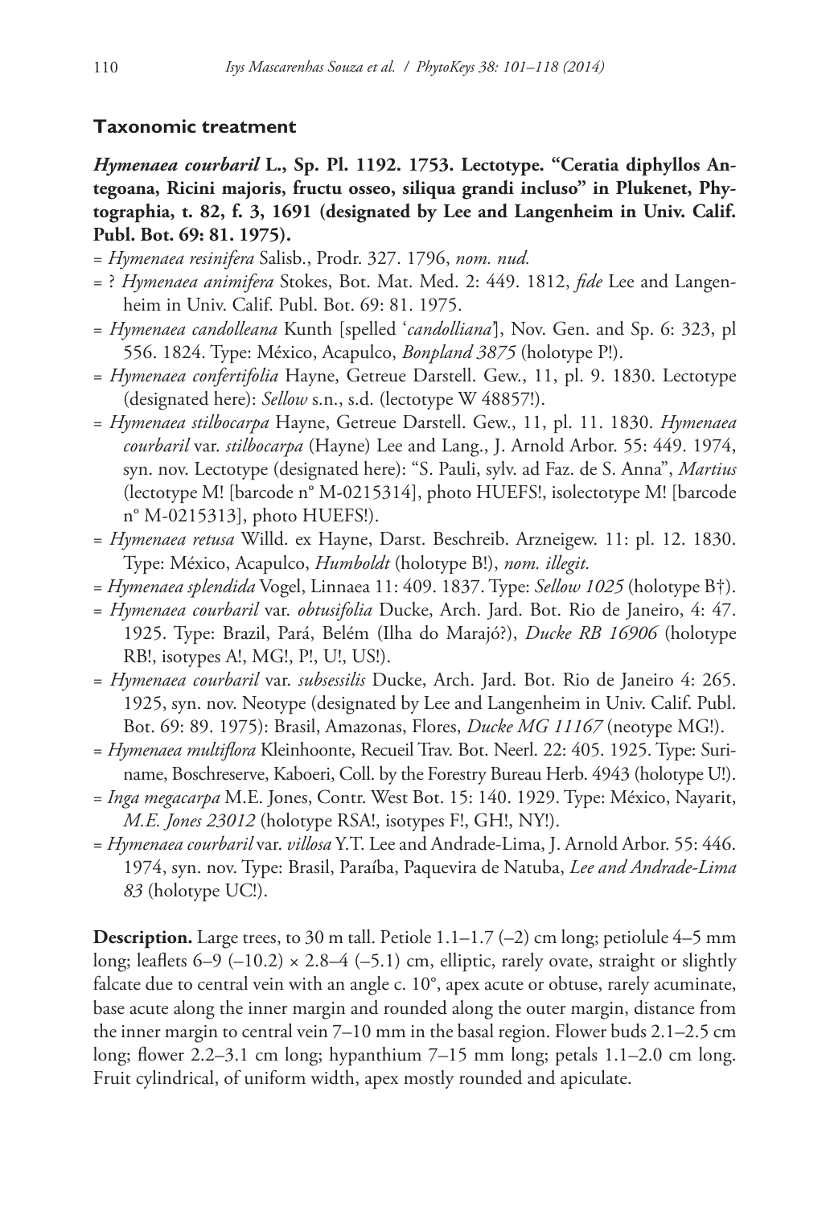## Taxonomic treatment

***Hymenaea courbaril* L., Sp. Pl. 1192. 1753. Lectotype. "Ceratia diphyllos Antegoana, Ricini majoris, fructu osseo, siliqua grandi incluso" in Plukenet, Phytographia, t. 82, f. 3, 1691 (designated by Lee and Langenheim in Univ. Calif. Publ. Bot. 69: 81. 1975).**

= *Hymenaea resinifera* Salisb., Prodr. 327. 1796, *nom. nud.*

= ? *Hymenaea animifera* Stokes, Bot. Mat. Med. 2: 449. 1812, *fide* Lee and Langenheim in Univ. Calif. Publ. Bot. 69: 81. 1975.

= *Hymenaea candolleana* Kunth [spelled '*candolliana*'], Nov. Gen. and Sp. 6: 323, pl 556. 1824. Type: México, Acapulco, *Bonpland 3875* (holotype P!).

= *Hymenaea confertifolia* Hayne, Getreue Darstell. Gew., 11, pl. 9. 1830. Lectotype (designated here): *Sellow* s.n., s.d. (lectotype W 48857!).

= *Hymenaea stilbocarpa* Hayne, Getreue Darstell. Gew., 11, pl. 11. 1830. *Hymenaea courbaril* var. *stilbocarpa* (Hayne) Lee and Lang., J. Arnold Arbor. 55: 449. 1974, syn. nov. Lectotype (designated here): "S. Pauli, sylv. ad Faz. de S. Anna", *Martius* (lectotype M! [barcode n° M-0215314], photo HUEFS!, isolectotype M! [barcode n° M-0215313], photo HUEFS!).

= *Hymenaea retusa* Willd. ex Hayne, Darst. Beschreib. Arzneigew. 11: pl. 12. 1830. Type: México, Acapulco, *Humboldt* (holotype B!), *nom. illegit.*

= *Hymenaea splendida* Vogel, Linnaea 11: 409. 1837. Type: *Sellow 1025* (holotype B†).

= *Hymenaea courbaril* var. *obtusifolia* Ducke, Arch. Jard. Bot. Rio de Janeiro, 4: 47. 1925. Type: Brazil, Pará, Belém (Ilha do Marajó?), *Ducke RB 16906* (holotype RB!, isotypes A!, MG!, P!, U!, US!).

= *Hymenaea courbaril* var. *subsessilis* Ducke, Arch. Jard. Bot. Rio de Janeiro 4: 265. 1925, syn. nov. Neotype (designated by Lee and Langenheim in Univ. Calif. Publ. Bot. 69: 89. 1975): Brasil, Amazonas, Flores, *Ducke MG 11167* (neotype MG!).

= *Hymenaea multiflora* Kleinhoonte, Recueil Trav. Bot. Neerl. 22: 405. 1925. Type: Suriname, Boschreserve, Kaboeri, Coll. by the Forestry Bureau Herb. 4943 (holotype U!).

= *Inga megacarpa* M.E. Jones, Contr. West Bot. 15: 140. 1929. Type: México, Nayarit, *M.E. Jones 23012* (holotype RSA!, isotypes F!, GH!, NY!).

= *Hymenaea courbaril* var. *villosa* Y.T. Lee and Andrade-Lima, J. Arnold Arbor. 55: 446. 1974, syn. nov. Type: Brasil, Paraíba, Paquevira de Natuba, *Lee and Andrade-Lima 83* (holotype UC!).

**Description.** Large trees, to 30 m tall. Petiole 1.1–1.7 (–2) cm long; petiolule 4–5 mm long; leaflets 6–9 (–10.2) × 2.8–4 (–5.1) cm, elliptic, rarely ovate, straight or slightly falcate due to central vein with an angle c. 10°, apex acute or obtuse, rarely acuminate, base acute along the inner margin and rounded along the outer margin, distance from the inner margin to central vein 7–10 mm in the basal region. Flower buds 2.1–2.5 cm long; flower 2.2–3.1 cm long; hypanthium 7–15 mm long; petals 1.1–2.0 cm long. Fruit cylindrical, of uniform width, apex mostly rounded and apiculate.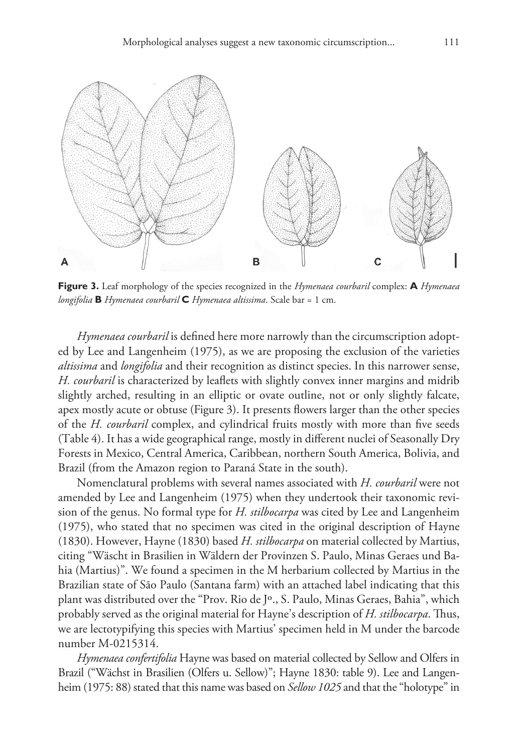**Figure 3.** Leaf morphology of the species recognized in the *Hymenaea courbaril* complex: **A** *Hymenaea longifolia* **B** *Hymenaea courbaril* **C** *Hymenaea altissima*. Scale bar = 1 cm.

*Hymenaea courbaril* is defined here more narrowly than the circumscription adopted by Lee and Langenheim (1975), as we are proposing the exclusion of the varieties *altissima* and *longifolia* and their recognition as distinct species. In this narrower sense, *H. courbaril* is characterized by leaflets with slightly convex inner margins and midrib slightly arched, resulting in an elliptic or ovate outline, not or only slightly falcate, apex mostly acute or obtuse (Figure 3). It presents flowers larger than the other species of the *H. courbaril* complex, and cylindrical fruits mostly with more than five seeds (Table 4). It has a wide geographical range, mostly in different nuclei of Seasonally Dry Forests in Mexico, Central America, Caribbean, northern South America, Bolivia, and Brazil (from the Amazon region to Paraná State in the south).

Nomenclatural problems with several names associated with *H. courbaril* were not amended by Lee and Langenheim (1975) when they undertook their taxonomic revision of the genus. No formal type for *H. stilbocarpa* was cited by Lee and Langenheim (1975), who stated that no specimen was cited in the original description of Hayne (1830). However, Hayne (1830) based *H. stilbocarpa* on material collected by Martius, citing "Wäscht in Brasilien in Wäldern der Provinzen S. Paulo, Minas Geraes und Bahia (Martius)". We found a specimen in the M herbarium collected by Martius in the Brazilian state of São Paulo (Santana farm) with an attached label indicating that this plant was distributed over the "Prov. Rio de Jº., S. Paulo, Minas Geraes, Bahia", which probably served as the original material for Hayne's description of *H. stilbocarpa*. Thus, we are lectotypifying this species with Martius' specimen held in M under the barcode number M-0215314.

*Hymenaea confertifolia* Hayne was based on material collected by Sellow and Olfers in Brazil ("Wächst in Brasilien (Olfers u. Sellow)"; Hayne 1830: table 9). Lee and Langenheim (1975: 88) stated that this name was based on *Sellow 1025* and that the "holotype" in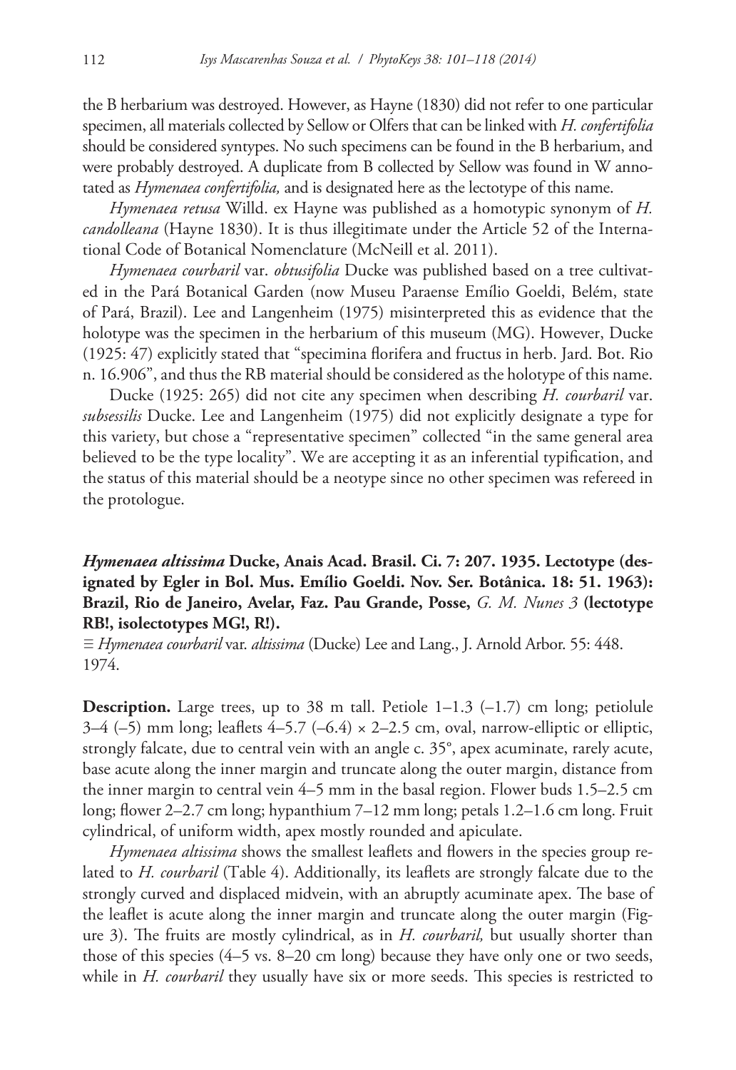the B herbarium was destroyed. However, as Hayne (1830) did not refer to one particular specimen, all materials collected by Sellow or Olfers that can be linked with *H. confertifolia* should be considered syntypes. No such specimens can be found in the B herbarium, and were probably destroyed. A duplicate from B collected by Sellow was found in W annotated as *Hymenaea confertifolia,* and is designated here as the lectotype of this name.

*Hymenaea retusa* Willd. ex Hayne was published as a homotypic synonym of *H. candolleana* (Hayne 1830). It is thus illegitimate under the Article 52 of the International Code of Botanical Nomenclature (McNeill et al. 2011).

*Hymenaea courbaril* var. *obtusifolia* Ducke was published based on a tree cultivated in the Pará Botanical Garden (now Museu Paraense Emílio Goeldi, Belém, state of Pará, Brazil). Lee and Langenheim (1975) misinterpreted this as evidence that the holotype was the specimen in the herbarium of this museum (MG). However, Ducke (1925: 47) explicitly stated that "specimina florifera and fructus in herb. Jard. Bot. Rio n. 16.906", and thus the RB material should be considered as the holotype of this name.

Ducke (1925: 265) did not cite any specimen when describing *H. courbaril* var. *subsessilis* Ducke. Lee and Langenheim (1975) did not explicitly designate a type for this variety, but chose a "representative specimen" collected "in the same general area believed to be the type locality". We are accepting it as an inferential typification, and the status of this material should be a neotype since no other specimen was refereed in the protologue.

***Hymenaea altissima* Ducke, Anais Acad. Brasil. Ci. 7: 207. 1935. Lectotype (designated by Egler in Bol. Mus. Emílio Goeldi. Nov. Ser. Botânica. 18: 51. 1963): Brazil, Rio de Janeiro, Avelar, Faz. Pau Grande, Posse,** *G. M. Nunes 3* **(lectotype RB!, isolectotypes MG!, R!).**

≡ *Hymenaea courbaril* var. *altissima* (Ducke) Lee and Lang., J. Arnold Arbor. 55: 448. 1974.

**Description.** Large trees, up to 38 m tall. Petiole 1–1.3 (–1.7) cm long; petiolule 3–4 (–5) mm long; leaflets 4–5.7 (–6.4) × 2–2.5 cm, oval, narrow-elliptic or elliptic, strongly falcate, due to central vein with an angle c. 35°, apex acuminate, rarely acute, base acute along the inner margin and truncate along the outer margin, distance from the inner margin to central vein 4–5 mm in the basal region. Flower buds 1.5–2.5 cm long; flower 2–2.7 cm long; hypanthium 7–12 mm long; petals 1.2–1.6 cm long. Fruit cylindrical, of uniform width, apex mostly rounded and apiculate.

*Hymenaea altissima* shows the smallest leaflets and flowers in the species group related to *H. courbaril* (Table 4). Additionally, its leaflets are strongly falcate due to the strongly curved and displaced midvein, with an abruptly acuminate apex. The base of the leaflet is acute along the inner margin and truncate along the outer margin (Figure 3). The fruits are mostly cylindrical, as in *H. courbaril,* but usually shorter than those of this species (4–5 vs. 8–20 cm long) because they have only one or two seeds, while in *H. courbaril* they usually have six or more seeds. This species is restricted to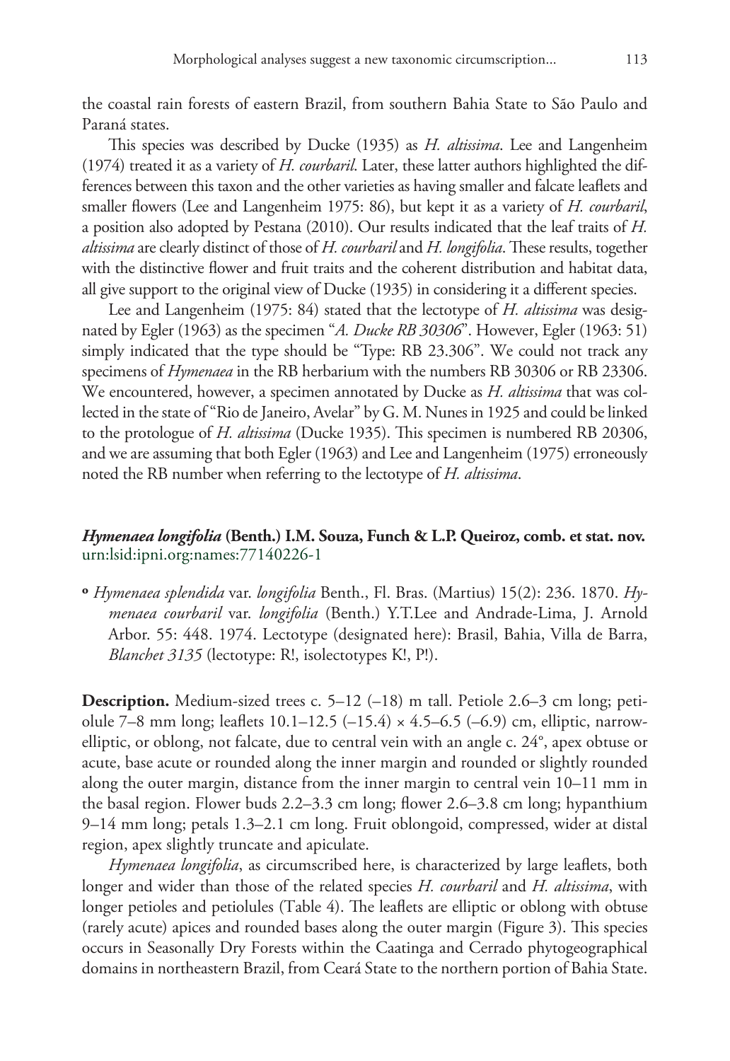the coastal rain forests of eastern Brazil, from southern Bahia State to São Paulo and Paraná states.

This species was described by Ducke (1935) as *H. altissima*. Lee and Langenheim (1974) treated it as a variety of *H. courbaril*. Later, these latter authors highlighted the differences between this taxon and the other varieties as having smaller and falcate leaflets and smaller flowers (Lee and Langenheim 1975: 86), but kept it as a variety of *H. courbaril*, a position also adopted by Pestana (2010). Our results indicated that the leaf traits of *H. altissima* are clearly distinct of those of *H. courbaril* and *H. longifolia*. These results, together with the distinctive flower and fruit traits and the coherent distribution and habitat data, all give support to the original view of Ducke (1935) in considering it a different species.

Lee and Langenheim (1975: 84) stated that the lectotype of *H. altissima* was designated by Egler (1963) as the specimen "*A. Ducke RB 30306*". However, Egler (1963: 51) simply indicated that the type should be "Type: RB 23.306". We could not track any specimens of *Hymenaea* in the RB herbarium with the numbers RB 30306 or RB 23306. We encountered, however, a specimen annotated by Ducke as *H. altissima* that was collected in the state of "Rio de Janeiro, Avelar" by G. M. Nunes in 1925 and could be linked to the protologue of *H. altissima* (Ducke 1935). This specimen is numbered RB 20306, and we are assuming that both Egler (1963) and Lee and Langenheim (1975) erroneously noted the RB number when referring to the lectotype of *H. altissima*.

### ***Hymenaea longifolia* (Benth.) I.M. Souza, Funch & L.P. Queiroz, comb. et stat. nov.**

urn:lsid:ipni.org:names:77140226-1

**º** *Hymenaea splendida* var. *longifolia* Benth., Fl. Bras. (Martius) 15(2): 236. 1870. *Hymenaea courbaril* var. *longifolia* (Benth.) Y.T.Lee and Andrade-Lima, J. Arnold Arbor. 55: 448. 1974. Lectotype (designated here): Brasil, Bahia, Villa de Barra, *Blanchet 3135* (lectotype: R!, isolectotypes K!, P!).

**Description.** Medium-sized trees c. 5–12 (–18) m tall. Petiole 2.6–3 cm long; petiolule 7–8 mm long; leaflets 10.1–12.5 (–15.4) × 4.5–6.5 (–6.9) cm, elliptic, narrow-elliptic, or oblong, not falcate, due to central vein with an angle c. 24°, apex obtuse or acute, base acute or rounded along the inner margin and rounded or slightly rounded along the outer margin, distance from the inner margin to central vein 10–11 mm in the basal region. Flower buds 2.2–3.3 cm long; flower 2.6–3.8 cm long; hypanthium 9–14 mm long; petals 1.3–2.1 cm long. Fruit oblongoid, compressed, wider at distal region, apex slightly truncate and apiculate.

*Hymenaea longifolia*, as circumscribed here, is characterized by large leaflets, both longer and wider than those of the related species *H. courbaril* and *H. altissima*, with longer petioles and petiolules (Table 4). The leaflets are elliptic or oblong with obtuse (rarely acute) apices and rounded bases along the outer margin (Figure 3). This species occurs in Seasonally Dry Forests within the Caatinga and Cerrado phytogeographical domains in northeastern Brazil, from Ceará State to the northern portion of Bahia State.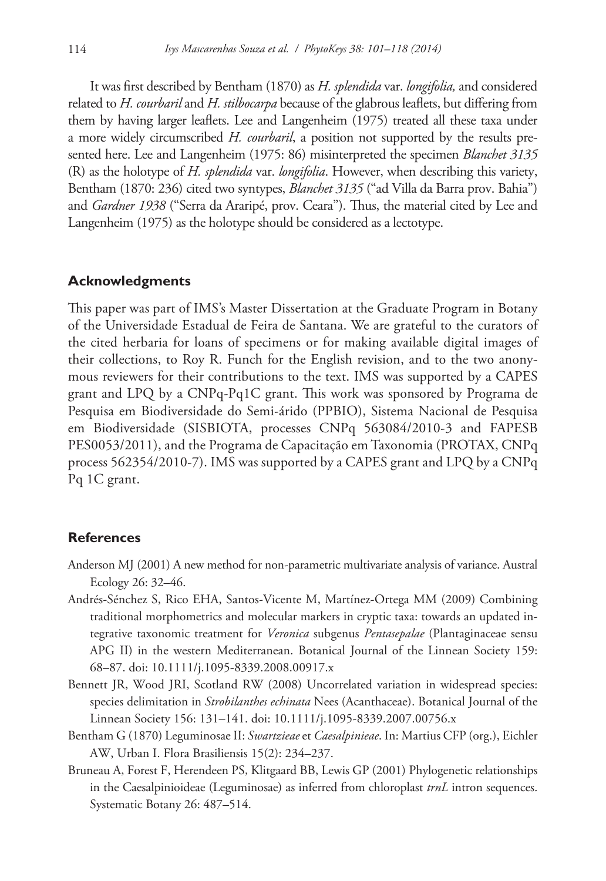It was first described by Bentham (1870) as *H. splendida* var. *longifolia,* and considered related to *H. courbaril* and *H. stilbocarpa* because of the glabrous leaflets, but differing from them by having larger leaflets. Lee and Langenheim (1975) treated all these taxa under a more widely circumscribed *H. courbaril*, a position not supported by the results presented here. Lee and Langenheim (1975: 86) misinterpreted the specimen *Blanchet 3135* (R) as the holotype of *H. splendida* var. *longifolia*. However, when describing this variety, Bentham (1870: 236) cited two syntypes, *Blanchet 3135* ("ad Villa da Barra prov. Bahia") and *Gardner 1938* ("Serra da Araripé, prov. Ceara"). Thus, the material cited by Lee and Langenheim (1975) as the holotype should be considered as a lectotype.

## Acknowledgments

This paper was part of IMS's Master Dissertation at the Graduate Program in Botany of the Universidade Estadual de Feira de Santana. We are grateful to the curators of the cited herbaria for loans of specimens or for making available digital images of their collections, to Roy R. Funch for the English revision, and to the two anonymous reviewers for their contributions to the text. IMS was supported by a CAPES grant and LPQ by a CNPq-Pq1C grant. This work was sponsored by Programa de Pesquisa em Biodiversidade do Semi-árido (PPBIO), Sistema Nacional de Pesquisa em Biodiversidade (SISBIOTA, processes CNPq 563084/2010-3 and FAPESB PES0053/2011), and the Programa de Capacitação em Taxonomia (PROTAX, CNPq process 562354/2010-7). IMS was supported by a CAPES grant and LPQ by a CNPq Pq 1C grant.

## References

Anderson MJ (2001) A new method for non-parametric multivariate analysis of variance. Austral Ecology 26: 32–46.

Andrés-Sénchez S, Rico EHA, Santos-Vicente M, Martínez-Ortega MM (2009) Combining traditional morphometrics and molecular markers in cryptic taxa: towards an updated integrative taxonomic treatment for *Veronica* subgenus *Pentasepalae* (Plantaginaceae sensu APG II) in the western Mediterranean. Botanical Journal of the Linnean Society 159: 68–87. doi: 10.1111/j.1095-8339.2008.00917.x

Bennett JR, Wood JRI, Scotland RW (2008) Uncorrelated variation in widespread species: species delimitation in *Strobilanthes echinata* Nees (Acanthaceae). Botanical Journal of the Linnean Society 156: 131–141. doi: 10.1111/j.1095-8339.2007.00756.x

Bentham G (1870) Leguminosae II: *Swartzieae* et *Caesalpinieae*. In: Martius CFP (org.), Eichler AW, Urban I. Flora Brasiliensis 15(2): 234–237.

Bruneau A, Forest F, Herendeen PS, Klitgaard BB, Lewis GP (2001) Phylogenetic relationships in the Caesalpinioideae (Leguminosae) as inferred from chloroplast *trnL* intron sequences. Systematic Botany 26: 487–514.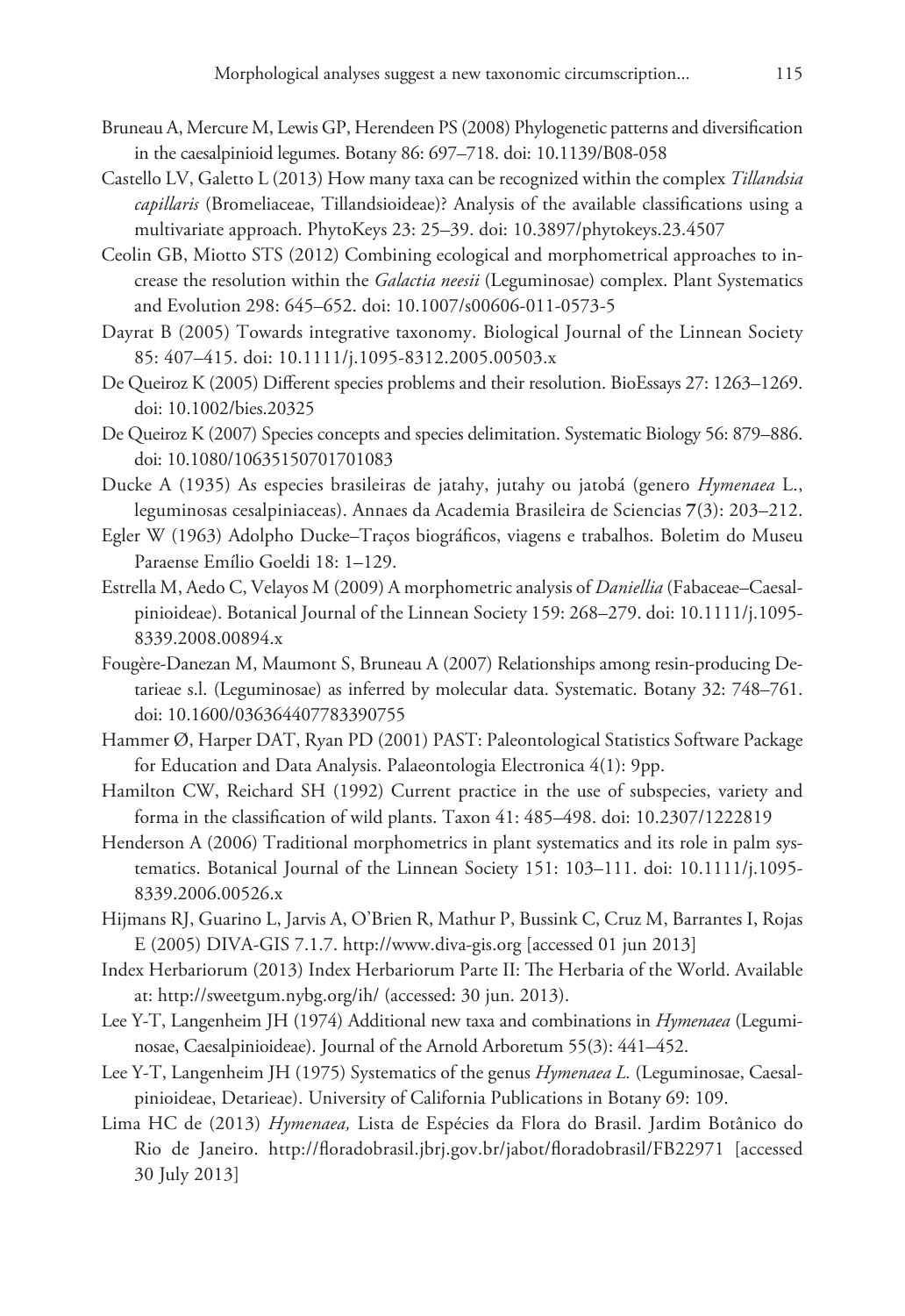Bruneau A, Mercure M, Lewis GP, Herendeen PS (2008) Phylogenetic patterns and diversification in the caesalpinioid legumes. Botany 86: 697–718. doi: 10.1139/B08-058

Castello LV, Galetto L (2013) How many taxa can be recognized within the complex *Tillandsia capillaris* (Bromeliaceae, Tillandsioideae)? Analysis of the available classifications using a multivariate approach. PhytoKeys 23: 25–39. doi: 10.3897/phytokeys.23.4507

Ceolin GB, Miotto STS (2012) Combining ecological and morphometrical approaches to increase the resolution within the *Galactia neesii* (Leguminosae) complex. Plant Systematics and Evolution 298: 645–652. doi: 10.1007/s00606-011-0573-5

Dayrat B (2005) Towards integrative taxonomy. Biological Journal of the Linnean Society 85: 407–415. doi: 10.1111/j.1095-8312.2005.00503.x

De Queiroz K (2005) Different species problems and their resolution. BioEssays 27: 1263–1269. doi: 10.1002/bies.20325

De Queiroz K (2007) Species concepts and species delimitation. Systematic Biology 56: 879–886. doi: 10.1080/10635150701701083

Ducke A (1935) As especies brasileiras de jatahy, jutahy ou jatobá (genero *Hymenaea* L., leguminosas cesalpiniaceas). Annaes da Academia Brasileira de Sciencias **7**(3): 203–212.

Egler W (1963) Adolpho Ducke–Traços biográficos, viagens e trabalhos. Boletim do Museu Paraense Emílio Goeldi 18: 1–129.

Estrella M, Aedo C, Velayos M (2009) A morphometric analysis of *Daniellia* (Fabaceae–Caesalpinioideae). Botanical Journal of the Linnean Society 159: 268–279. doi: 10.1111/j.1095-8339.2008.00894.x

Fougère-Danezan M, Maumont S, Bruneau A (2007) Relationships among resin-producing Detarieae s.l. (Leguminosae) as inferred by molecular data. Systematic. Botany 32: 748–761. doi: 10.1600/036364407783390755

Hammer Ø, Harper DAT, Ryan PD (2001) PAST: Paleontological Statistics Software Package for Education and Data Analysis. Palaeontologia Electronica 4(1): 9pp.

Hamilton CW, Reichard SH (1992) Current practice in the use of subspecies, variety and forma in the classification of wild plants. Taxon 41: 485–498. doi: 10.2307/1222819

Henderson A (2006) Traditional morphometrics in plant systematics and its role in palm systematics. Botanical Journal of the Linnean Society 151: 103–111. doi: 10.1111/j.1095-8339.2006.00526.x

Hijmans RJ, Guarino L, Jarvis A, O'Brien R, Mathur P, Bussink C, Cruz M, Barrantes I, Rojas E (2005) DIVA-GIS 7.1.7. http://www.diva-gis.org [accessed 01 jun 2013]

Index Herbariorum (2013) Index Herbariorum Parte II: The Herbaria of the World. Available at: http://sweetgum.nybg.org/ih/ (accessed: 30 jun. 2013).

Lee Y-T, Langenheim JH (1974) Additional new taxa and combinations in *Hymenaea* (Leguminosae, Caesalpinioideae). Journal of the Arnold Arboretum 55(3): 441–452.

Lee Y-T, Langenheim JH (1975) Systematics of the genus *Hymenaea L.* (Leguminosae, Caesalpinioideae, Detarieae). University of California Publications in Botany 69: 109.

Lima HC de (2013) *Hymenaea,* Lista de Espécies da Flora do Brasil. Jardim Botânico do Rio de Janeiro. http://floradobrasil.jbrj.gov.br/jabot/floradobrasil/FB22971 [accessed 30 July 2013]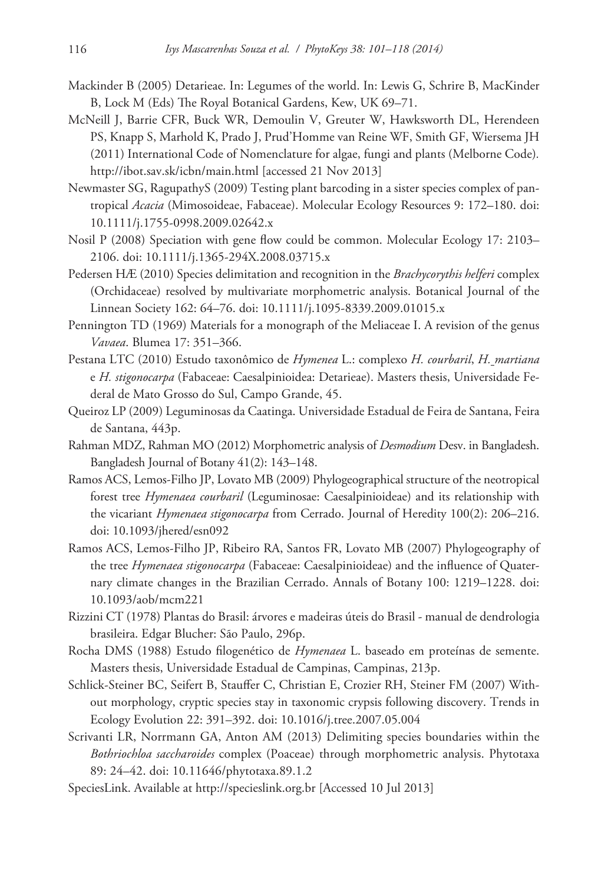Mackinder B (2005) Detarieae. In: Legumes of the world. In: Lewis G, Schrire B, MacKinder B, Lock M (Eds) The Royal Botanical Gardens, Kew, UK 69–71.

McNeill J, Barrie CFR, Buck WR, Demoulin V, Greuter W, Hawksworth DL, Herendeen PS, Knapp S, Marhold K, Prado J, Prud'Homme van Reine WF, Smith GF, Wiersema JH (2011) International Code of Nomenclature for algae, fungi and plants (Melborne Code). http://ibot.sav.sk/icbn/main.html [accessed 21 Nov 2013]

Newmaster SG, RagupathyS (2009) Testing plant barcoding in a sister species complex of pantropical *Acacia* (Mimosoideae, Fabaceae). Molecular Ecology Resources 9: 172–180. doi: 10.1111/j.1755-0998.2009.02642.x

Nosil P (2008) Speciation with gene flow could be common. Molecular Ecology 17: 2103–2106. doi: 10.1111/j.1365-294X.2008.03715.x

Pedersen HÆ (2010) Species delimitation and recognition in the *Brachycorythis helferi* complex (Orchidaceae) resolved by multivariate morphometric analysis. Botanical Journal of the Linnean Society 162: 64–76. doi: 10.1111/j.1095-8339.2009.01015.x

Pennington TD (1969) Materials for a monograph of the Meliaceae I. A revision of the genus *Vavaea*. Blumea 17: 351–366.

Pestana LTC (2010) Estudo taxonômico de *Hymenea* L.: complexo *H. courbaril*, *H. martiana* e *H. stigonocarpa* (Fabaceae: Caesalpinioidea: Detarieae). Masters thesis, Universidade Federal de Mato Grosso do Sul, Campo Grande, 45.

Queiroz LP (2009) Leguminosas da Caatinga. Universidade Estadual de Feira de Santana, Feira de Santana, 443p.

Rahman MDZ, Rahman MO (2012) Morphometric analysis of *Desmodium* Desv. in Bangladesh. Bangladesh Journal of Botany 41(2): 143–148.

Ramos ACS, Lemos-Filho JP, Lovato MB (2009) Phylogeographical structure of the neotropical forest tree *Hymenaea courbaril* (Leguminosae: Caesalpinioideae) and its relationship with the vicariant *Hymenaea stigonocarpa* from Cerrado. Journal of Heredity 100(2): 206–216. doi: 10.1093/jhered/esn092

Ramos ACS, Lemos-Filho JP, Ribeiro RA, Santos FR, Lovato MB (2007) Phylogeography of the tree *Hymenaea stigonocarpa* (Fabaceae: Caesalpinioideae) and the influence of Quaternary climate changes in the Brazilian Cerrado. Annals of Botany 100: 1219–1228. doi: 10.1093/aob/mcm221

Rizzini CT (1978) Plantas do Brasil: árvores e madeiras úteis do Brasil - manual de dendrologia brasileira. Edgar Blucher: São Paulo, 296p.

Rocha DMS (1988) Estudo filogenético de *Hymenaea* L. baseado em proteínas de semente. Masters thesis, Universidade Estadual de Campinas, Campinas, 213p.

Schlick-Steiner BC, Seifert B, Stauffer C, Christian E, Crozier RH, Steiner FM (2007) Without morphology, cryptic species stay in taxonomic crypsis following discovery. Trends in Ecology Evolution 22: 391–392. doi: 10.1016/j.tree.2007.05.004

Scrivanti LR, Norrmann GA, Anton AM (2013) Delimiting species boundaries within the *Bothriochloa saccharoides* complex (Poaceae) through morphometric analysis. Phytotaxa 89: 24–42. doi: 10.11646/phytotaxa.89.1.2

SpeciesLink. Available at http://specieslink.org.br [Accessed 10 Jul 2013]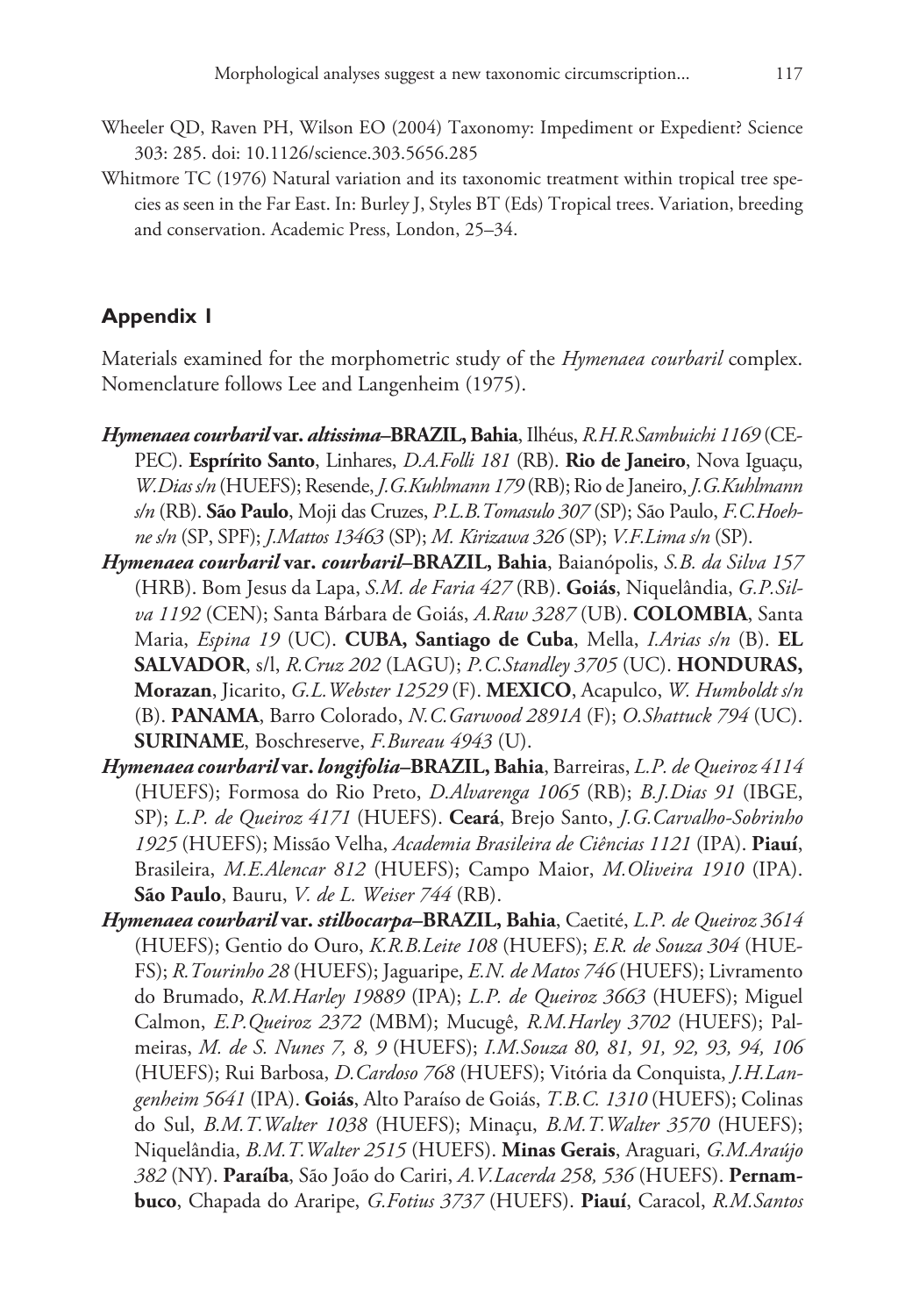Wheeler QD, Raven PH, Wilson EO (2004) Taxonomy: Impediment or Expedient? Science 303: 285. doi: 10.1126/science.303.5656.285

Whitmore TC (1976) Natural variation and its taxonomic treatment within tropical tree species as seen in the Far East. In: Burley J, Styles BT (Eds) Tropical trees. Variation, breeding and conservation. Academic Press, London, 25–34.

## Appendix 1

Materials examined for the morphometric study of the *Hymenaea courbaril* complex. Nomenclature follows Lee and Langenheim (1975).

***Hymenaea courbaril* var. *altissima*–BRAZIL, Bahia**, Ilhéus, *R.H.R.Sambuichi 1169* (CEPEC). **Esprírito Santo**, Linhares, *D.A.Folli 181* (RB). **Rio de Janeiro**, Nova Iguaçu, *W.Dias s/n* (HUEFS); Resende, *J.G.Kuhlmann 179* (RB); Rio de Janeiro, *J.G.Kuhlmann s/n* (RB). **São Paulo**, Moji das Cruzes, *P.L.B.Tomasulo 307* (SP); São Paulo, *F.C.Hoehne s/n* (SP, SPF); *J.Mattos 13463* (SP); *M. Kirizawa 326* (SP); *V.F.Lima s/n* (SP).

***Hymenaea courbaril* var. *courbaril*–BRAZIL, Bahia**, Baianópolis, *S.B. da Silva 157* (HRB). Bom Jesus da Lapa, *S.M. de Faria 427* (RB). **Goiás**, Niquelândia, *G.P.Silva 1192* (CEN); Santa Bárbara de Goiás, *A.Raw 3287* (UB). **COLOMBIA**, Santa Maria, *Espina 19* (UC). **CUBA, Santiago de Cuba**, Mella, *I.Arias s/n* (B). **EL SALVADOR**, s/l, *R.Cruz 202* (LAGU); *P.C.Standley 3705* (UC). **HONDURAS, Morazan**, Jicarito, *G.L.Webster 12529* (F). **MEXICO**, Acapulco, *W. Humboldt s/n* (B). **PANAMA**, Barro Colorado, *N.C.Garwood 2891A* (F); *O.Shattuck 794* (UC). **SURINAME**, Boschreserve, *F.Bureau 4943* (U).

***Hymenaea courbaril* var. *longifolia*–BRAZIL, Bahia**, Barreiras, *L.P. de Queiroz 4114* (HUEFS); Formosa do Rio Preto, *D.Alvarenga 1065* (RB); *B.J.Dias 91* (IBGE, SP); *L.P. de Queiroz 4171* (HUEFS). **Ceará**, Brejo Santo, *J.G.Carvalho-Sobrinho 1925* (HUEFS); Missão Velha, *Academia Brasileira de Ciências 1121* (IPA). **Piauí**, Brasileira, *M.E.Alencar 812* (HUEFS); Campo Maior, *M.Oliveira 1910* (IPA). **São Paulo**, Bauru, *V. de L. Weiser 744* (RB).

***Hymenaea courbaril* var. *stilbocarpa*–BRAZIL, Bahia**, Caetité, *L.P. de Queiroz 3614* (HUEFS); Gentio do Ouro, *K.R.B.Leite 108* (HUEFS); *E.R. de Souza 304* (HUEFS); *R.Tourinho 28* (HUEFS); Jaguaripe, *E.N. de Matos 746* (HUEFS); Livramento do Brumado, *R.M.Harley 19889* (IPA); *L.P. de Queiroz 3663* (HUEFS); Miguel Calmon, *E.P.Queiroz 2372* (MBM); Mucugê, *R.M.Harley 3702* (HUEFS); Palmeiras, *M. de S. Nunes 7, 8, 9* (HUEFS); *I.M.Souza 80, 81, 91, 92, 93, 94, 106* (HUEFS); Rui Barbosa, *D.Cardoso 768* (HUEFS); Vitória da Conquista, *J.H.Langenheim 5641* (IPA). **Goiás**, Alto Paraíso de Goiás, *T.B.C. 1310* (HUEFS); Colinas do Sul, *B.M.T.Walter 1038* (HUEFS); Minaçu, *B.M.T.Walter 3570* (HUEFS); Niquelândia, *B.M.T.Walter 2515* (HUEFS). **Minas Gerais**, Araguari, *G.M.Araújo 382* (NY). **Paraíba**, São João do Cariri, *A.V.Lacerda 258, 536* (HUEFS). **Pernambuco**, Chapada do Araripe, *G.Fotius 3737* (HUEFS). **Piauí**, Caracol, *R.M.Santos*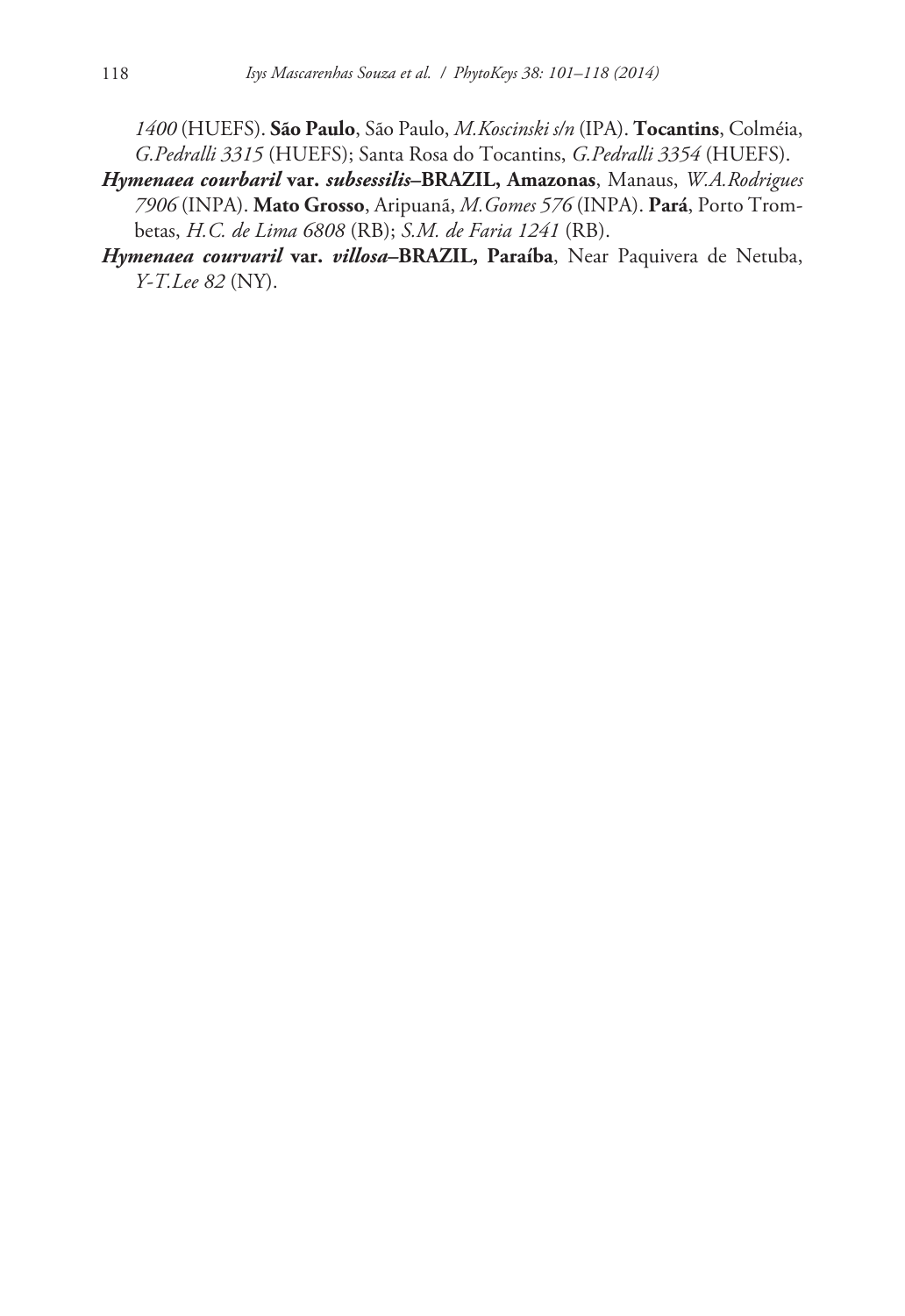*1400* (HUEFS). **São Paulo**, São Paulo, *M.Koscinski s/n* (IPA). **Tocantins**, Colméia, *G.Pedralli 3315* (HUEFS); Santa Rosa do Tocantins, *G.Pedralli 3354* (HUEFS).

***Hymenaea courbaril* var. *subsessilis*–BRAZIL, Amazonas**, Manaus, *W.A.Rodrigues 7906* (INPA). **Mato Grosso**, Aripuanã, *M.Gomes 576* (INPA). **Pará**, Porto Trombetas, *H.C. de Lima 6808* (RB); *S.M. de Faria 1241* (RB).

***Hymenaea courvaril* var. *villosa*–BRAZIL, Paraíba**, Near Paquivera de Netuba, *Y-T.Lee 82* (NY).